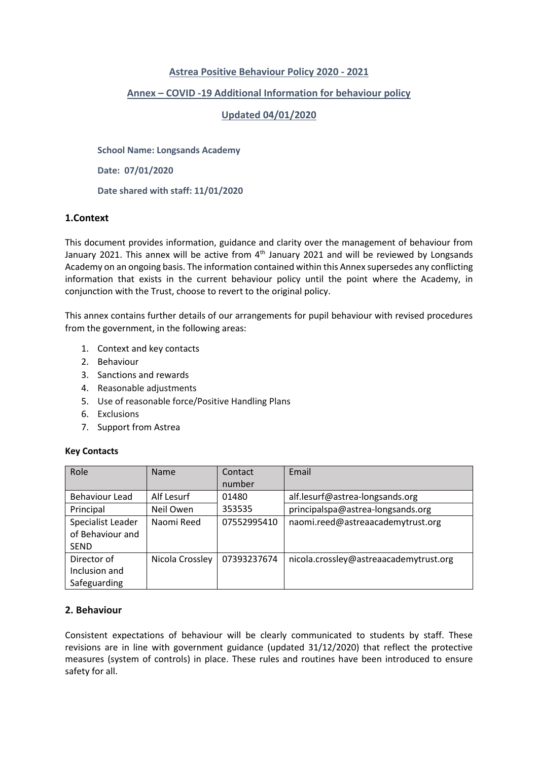**Astrea Positive Behaviour Policy 2020 - 2021**

**Annex – COVID -19 Additional Information for behaviour policy**

**Updated 04/01/2020**

**School Name: Longsands Academy**

**Date: 07/01/2020**

**Date shared with staff: 11/01/2020**

## 1.Context

This document provides information, guidance and clarity over the management of behaviour from January 2021. This annex will be active from 4th January 2021 and will be reviewed by Longsands Academy on an ongoing basis. The information contained within this Annex supersedes any conflicting information that exists in the current behaviour policy until the point where the Academy, in conjunction with the Trust, choose to revert to the original policy.

This annex contains further details of our arrangements for pupil behaviour with revised procedures from the government, in the following areas:

1. Context and key contacts
2. Behaviour
3. Sanctions and rewards
4. Reasonable adjustments
5. Use of reasonable force/Positive Handling Plans
6. Exclusions
7. Support from Astrea

**Key Contacts**

| Role | Name | Contact number | Email |
|---|---|---|---|
| Behaviour Lead | Alf Lesurf | 01480 353535 | alf.lesurf@astrea-longsands.org |
| Principal | Neil Owen | | principalspa@astrea-longsands.org |
| Specialist Leader of Behaviour and SEND | Naomi Reed | 07552995410 | naomi.reed@astreaacademytrust.org |
| Director of Inclusion and Safeguarding | Nicola Crossley | 07393237674 | nicola.crossley@astreaacademytrust.org |

## 2. Behaviour

Consistent expectations of behaviour will be clearly communicated to students by staff. These revisions are in line with government guidance (updated 31/12/2020) that reflect the protective measures (system of controls) in place. These rules and routines have been introduced to ensure safety for all.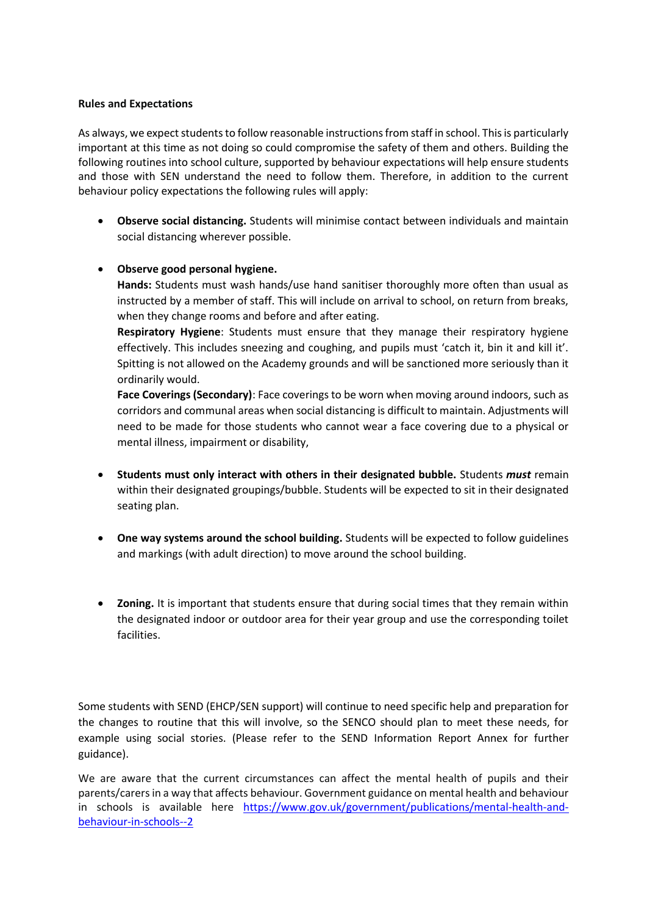**Rules and Expectations**

As always, we expect students to follow reasonable instructions from staff in school. This is particularly important at this time as not doing so could compromise the safety of them and others. Building the following routines into school culture, supported by behaviour expectations will help ensure students and those with SEN understand the need to follow them. Therefore, in addition to the current behaviour policy expectations the following rules will apply:

- **Observe social distancing.** Students will minimise contact between individuals and maintain social distancing wherever possible.

- **Observe good personal hygiene.**
  **Hands:** Students must wash hands/use hand sanitiser thoroughly more often than usual as instructed by a member of staff. This will include on arrival to school, on return from breaks, when they change rooms and before and after eating.
  **Respiratory Hygiene**: Students must ensure that they manage their respiratory hygiene effectively. This includes sneezing and coughing, and pupils must 'catch it, bin it and kill it'. Spitting is not allowed on the Academy grounds and will be sanctioned more seriously than it ordinarily would.
  **Face Coverings (Secondary)**: Face coverings to be worn when moving around indoors, such as corridors and communal areas when social distancing is difficult to maintain. Adjustments will need to be made for those students who cannot wear a face covering due to a physical or mental illness, impairment or disability,

- **Students must only interact with others in their designated bubble.** Students ***must*** remain within their designated groupings/bubble. Students will be expected to sit in their designated seating plan.

- **One way systems around the school building.** Students will be expected to follow guidelines and markings (with adult direction) to move around the school building.

- **Zoning.** It is important that students ensure that during social times that they remain within the designated indoor or outdoor area for their year group and use the corresponding toilet facilities.

Some students with SEND (EHCP/SEN support) will continue to need specific help and preparation for the changes to routine that this will involve, so the SENCO should plan to meet these needs, for example using social stories. (Please refer to the SEND Information Report Annex for further guidance).

We are aware that the current circumstances can affect the mental health of pupils and their parents/carers in a way that affects behaviour. Government guidance on mental health and behaviour in schools is available here [https://www.gov.uk/government/publications/mental-health-and-behaviour-in-schools--2](https://www.gov.uk/government/publications/mental-health-and-behaviour-in-schools--2)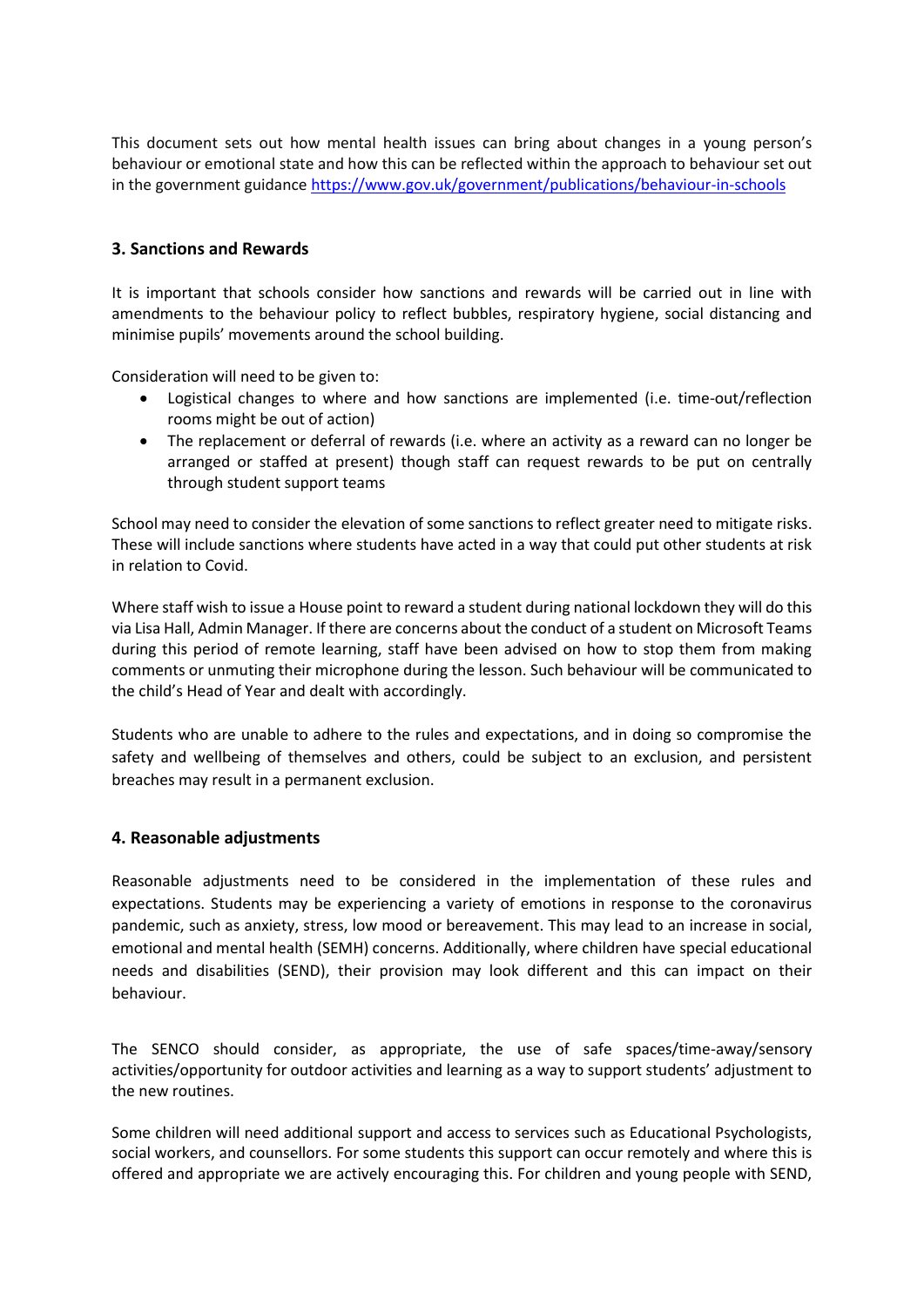This document sets out how mental health issues can bring about changes in a young person's behaviour or emotional state and how this can be reflected within the approach to behaviour set out in the government guidance https://www.gov.uk/government/publications/behaviour-in-schools

### 3. Sanctions and Rewards

It is important that schools consider how sanctions and rewards will be carried out in line with amendments to the behaviour policy to reflect bubbles, respiratory hygiene, social distancing and minimise pupils' movements around the school building.

Consideration will need to be given to:

- Logistical changes to where and how sanctions are implemented (i.e. time-out/reflection rooms might be out of action)
- The replacement or deferral of rewards (i.e. where an activity as a reward can no longer be arranged or staffed at present) though staff can request rewards to be put on centrally through student support teams

School may need to consider the elevation of some sanctions to reflect greater need to mitigate risks. These will include sanctions where students have acted in a way that could put other students at risk in relation to Covid.

Where staff wish to issue a House point to reward a student during national lockdown they will do this via Lisa Hall, Admin Manager. If there are concerns about the conduct of a student on Microsoft Teams during this period of remote learning, staff have been advised on how to stop them from making comments or unmuting their microphone during the lesson. Such behaviour will be communicated to the child's Head of Year and dealt with accordingly.

Students who are unable to adhere to the rules and expectations, and in doing so compromise the safety and wellbeing of themselves and others, could be subject to an exclusion, and persistent breaches may result in a permanent exclusion.

### 4. Reasonable adjustments

Reasonable adjustments need to be considered in the implementation of these rules and expectations. Students may be experiencing a variety of emotions in response to the coronavirus pandemic, such as anxiety, stress, low mood or bereavement. This may lead to an increase in social, emotional and mental health (SEMH) concerns. Additionally, where children have special educational needs and disabilities (SEND), their provision may look different and this can impact on their behaviour.

The SENCO should consider, as appropriate, the use of safe spaces/time-away/sensory activities/opportunity for outdoor activities and learning as a way to support students' adjustment to the new routines.

Some children will need additional support and access to services such as Educational Psychologists, social workers, and counsellors. For some students this support can occur remotely and where this is offered and appropriate we are actively encouraging this. For children and young people with SEND,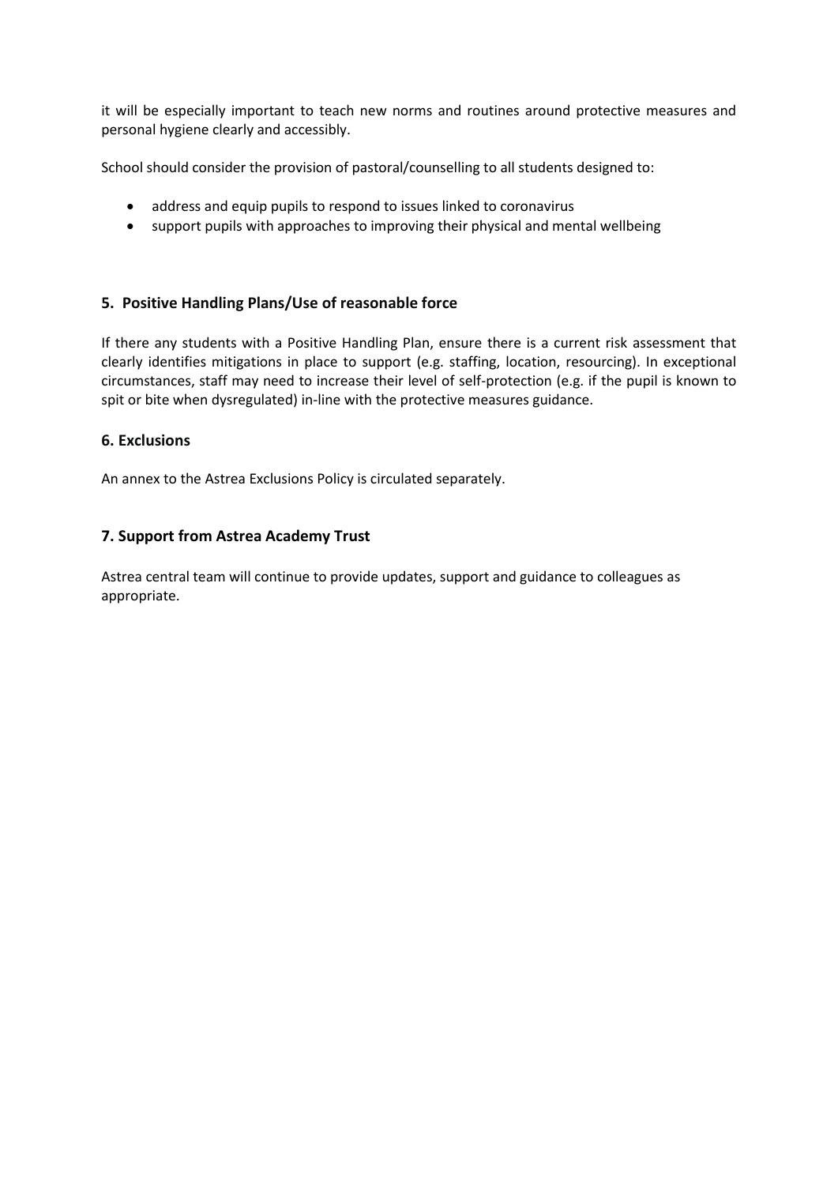it will be especially important to teach new norms and routines around protective measures and personal hygiene clearly and accessibly.

School should consider the provision of pastoral/counselling to all students designed to:

- address and equip pupils to respond to issues linked to coronavirus
- support pupils with approaches to improving their physical and mental wellbeing

## 5. Positive Handling Plans/Use of reasonable force

If there any students with a Positive Handling Plan, ensure there is a current risk assessment that clearly identifies mitigations in place to support (e.g. staffing, location, resourcing). In exceptional circumstances, staff may need to increase their level of self-protection (e.g. if the pupil is known to spit or bite when dysregulated) in-line with the protective measures guidance.

## 6. Exclusions

An annex to the Astrea Exclusions Policy is circulated separately.

## 7. Support from Astrea Academy Trust

Astrea central team will continue to provide updates, support and guidance to colleagues as appropriate.